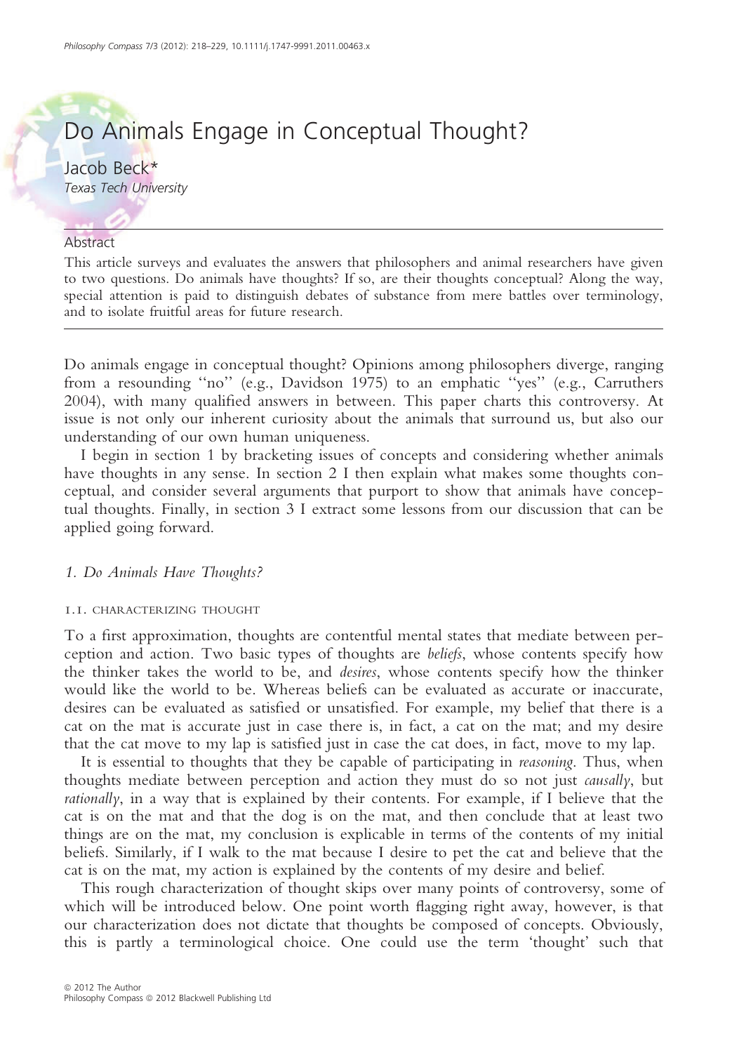# Do Animals Engage in Conceptual Thought?

Jacob Beck*
*Texas Tech University*

## Abstract

This article surveys and evaluates the answers that philosophers and animal researchers have given to two questions. Do animals have thoughts? If so, are their thoughts conceptual? Along the way, special attention is paid to distinguish debates of substance from mere battles over terminology, and to isolate fruitful areas for future research.

Do animals engage in conceptual thought? Opinions among philosophers diverge, ranging from a resounding ''no'' (e.g., Davidson 1975) to an emphatic ''yes'' (e.g., Carruthers 2004), with many qualified answers in between. This paper charts this controversy. At issue is not only our inherent curiosity about the animals that surround us, but also our understanding of our own human uniqueness.

I begin in section 1 by bracketing issues of concepts and considering whether animals have thoughts in any sense. In section 2 I then explain what makes some thoughts conceptual, and consider several arguments that purport to show that animals have conceptual thoughts. Finally, in section 3 I extract some lessons from our discussion that can be applied going forward.

## *1. Do Animals Have Thoughts?*

### 1.1. Characterizing Thought

To a first approximation, thoughts are contentful mental states that mediate between perception and action. Two basic types of thoughts are *beliefs*, whose contents specify how the thinker takes the world to be, and *desires*, whose contents specify how the thinker would like the world to be. Whereas beliefs can be evaluated as accurate or inaccurate, desires can be evaluated as satisfied or unsatisfied. For example, my belief that there is a cat on the mat is accurate just in case there is, in fact, a cat on the mat; and my desire that the cat move to my lap is satisfied just in case the cat does, in fact, move to my lap.

It is essential to thoughts that they be capable of participating in *reasoning*. Thus, when thoughts mediate between perception and action they must do so not just *causally*, but *rationally*, in a way that is explained by their contents. For example, if I believe that the cat is on the mat and that the dog is on the mat, and then conclude that at least two things are on the mat, my conclusion is explicable in terms of the contents of my initial beliefs. Similarly, if I walk to the mat because I desire to pet the cat and believe that the cat is on the mat, my action is explained by the contents of my desire and belief.

This rough characterization of thought skips over many points of controversy, some of which will be introduced below. One point worth flagging right away, however, is that our characterization does not dictate that thoughts be composed of concepts. Obviously, this is partly a terminological choice. One could use the term 'thought' such that

© 2012 The Author
Philosophy Compass © 2012 Blackwell Publishing Ltd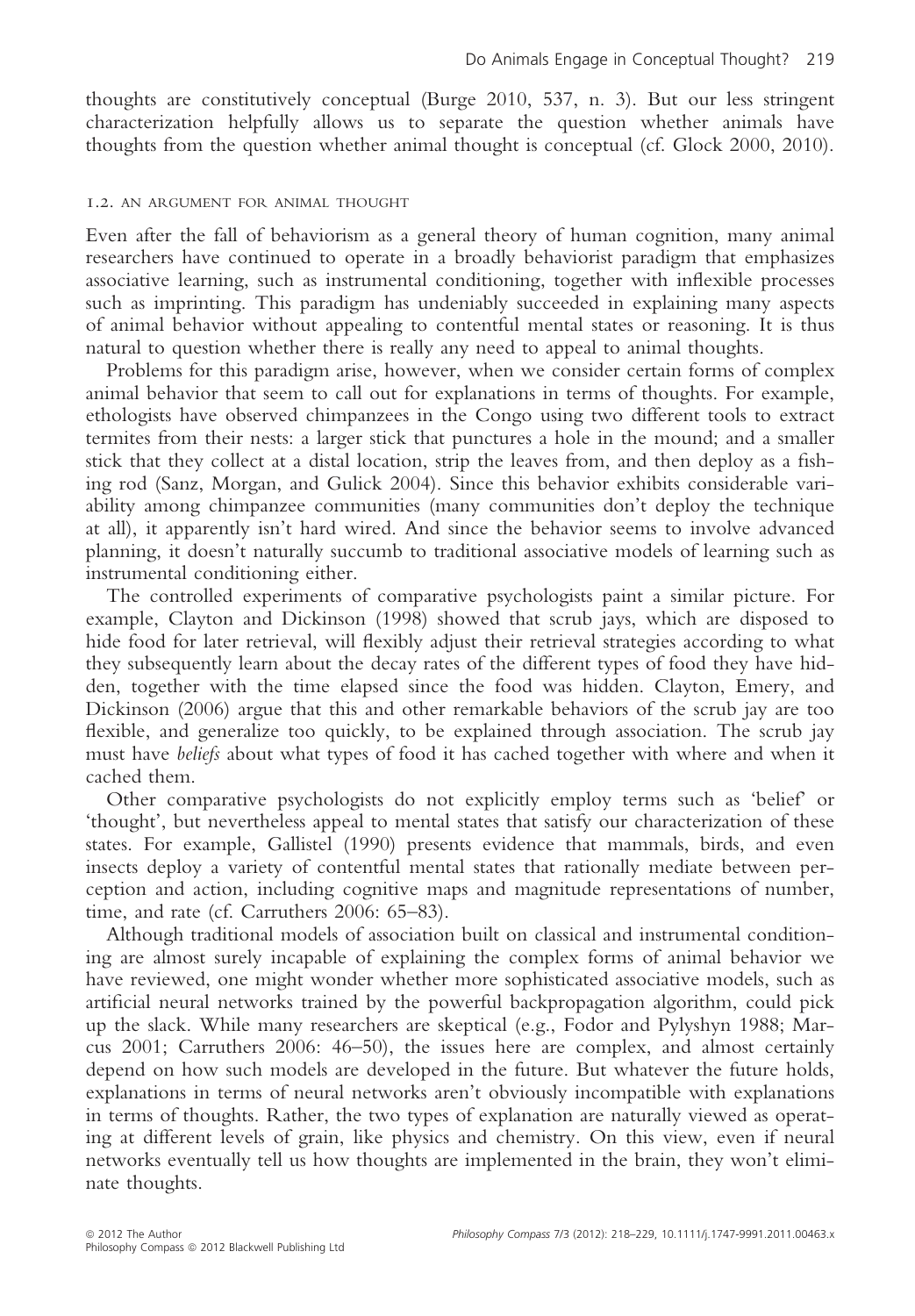thoughts are constitutively conceptual (Burge 2010, 537, n. 3). But our less stringent characterization helpfully allows us to separate the question whether animals have thoughts from the question whether animal thought is conceptual (cf. Glock 2000, 2010).

### 1.2. An argument for animal thought

Even after the fall of behaviorism as a general theory of human cognition, many animal researchers have continued to operate in a broadly behaviorist paradigm that emphasizes associative learning, such as instrumental conditioning, together with inflexible processes such as imprinting. This paradigm has undeniably succeeded in explaining many aspects of animal behavior without appealing to contentful mental states or reasoning. It is thus natural to question whether there is really any need to appeal to animal thoughts.

Problems for this paradigm arise, however, when we consider certain forms of complex animal behavior that seem to call out for explanations in terms of thoughts. For example, ethologists have observed chimpanzees in the Congo using two different tools to extract termites from their nests: a larger stick that punctures a hole in the mound; and a smaller stick that they collect at a distal location, strip the leaves from, and then deploy as a fishing rod (Sanz, Morgan, and Gulick 2004). Since this behavior exhibits considerable variability among chimpanzee communities (many communities don't deploy the technique at all), it apparently isn't hard wired. And since the behavior seems to involve advanced planning, it doesn't naturally succumb to traditional associative models of learning such as instrumental conditioning either.

The controlled experiments of comparative psychologists paint a similar picture. For example, Clayton and Dickinson (1998) showed that scrub jays, which are disposed to hide food for later retrieval, will flexibly adjust their retrieval strategies according to what they subsequently learn about the decay rates of the different types of food they have hidden, together with the time elapsed since the food was hidden. Clayton, Emery, and Dickinson (2006) argue that this and other remarkable behaviors of the scrub jay are too flexible, and generalize too quickly, to be explained through association. The scrub jay must have *beliefs* about what types of food it has cached together with where and when it cached them.

Other comparative psychologists do not explicitly employ terms such as 'belief' or 'thought', but nevertheless appeal to mental states that satisfy our characterization of these states. For example, Gallistel (1990) presents evidence that mammals, birds, and even insects deploy a variety of contentful mental states that rationally mediate between perception and action, including cognitive maps and magnitude representations of number, time, and rate (cf. Carruthers 2006: 65–83).

Although traditional models of association built on classical and instrumental conditioning are almost surely incapable of explaining the complex forms of animal behavior we have reviewed, one might wonder whether more sophisticated associative models, such as artificial neural networks trained by the powerful backpropagation algorithm, could pick up the slack. While many researchers are skeptical (e.g., Fodor and Pylyshyn 1988; Marcus 2001; Carruthers 2006: 46–50), the issues here are complex, and almost certainly depend on how such models are developed in the future. But whatever the future holds, explanations in terms of neural networks aren't obviously incompatible with explanations in terms of thoughts. Rather, the two types of explanation are naturally viewed as operating at different levels of grain, like physics and chemistry. On this view, even if neural networks eventually tell us how thoughts are implemented in the brain, they won't eliminate thoughts.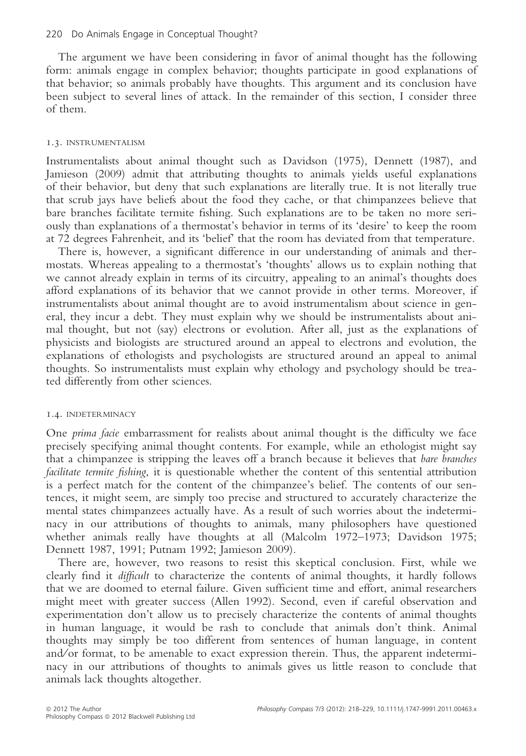The argument we have been considering in favor of animal thought has the following form: animals engage in complex behavior; thoughts participate in good explanations of that behavior; so animals probably have thoughts. This argument and its conclusion have been subject to several lines of attack. In the remainder of this section, I consider three of them.

### 1.3. Instrumentalism

Instrumentalists about animal thought such as Davidson (1975), Dennett (1987), and Jamieson (2009) admit that attributing thoughts to animals yields useful explanations of their behavior, but deny that such explanations are literally true. It is not literally true that scrub jays have beliefs about the food they cache, or that chimpanzees believe that bare branches facilitate termite fishing. Such explanations are to be taken no more seriously than explanations of a thermostat's behavior in terms of its 'desire' to keep the room at 72 degrees Fahrenheit, and its 'belief' that the room has deviated from that temperature.

There is, however, a significant difference in our understanding of animals and thermostats. Whereas appealing to a thermostat's 'thoughts' allows us to explain nothing that we cannot already explain in terms of its circuitry, appealing to an animal's thoughts does afford explanations of its behavior that we cannot provide in other terms. Moreover, if instrumentalists about animal thought are to avoid instrumentalism about science in general, they incur a debt. They must explain why we should be instrumentalists about animal thought, but not (say) electrons or evolution. After all, just as the explanations of physicists and biologists are structured around an appeal to electrons and evolution, the explanations of ethologists and psychologists are structured around an appeal to animal thoughts. So instrumentalists must explain why ethology and psychology should be treated differently from other sciences.

### 1.4. Indeterminacy

One *prima facie* embarrassment for realists about animal thought is the difficulty we face precisely specifying animal thought contents. For example, while an ethologist might say that a chimpanzee is stripping the leaves off a branch because it believes that *bare branches facilitate termite fishing*, it is questionable whether the content of this sentential attribution is a perfect match for the content of the chimpanzee's belief. The contents of our sentences, it might seem, are simply too precise and structured to accurately characterize the mental states chimpanzees actually have. As a result of such worries about the indeterminacy in our attributions of thoughts to animals, many philosophers have questioned whether animals really have thoughts at all (Malcolm 1972–1973; Davidson 1975; Dennett 1987, 1991; Putnam 1992; Jamieson 2009).

There are, however, two reasons to resist this skeptical conclusion. First, while we clearly find it *difficult* to characterize the contents of animal thoughts, it hardly follows that we are doomed to eternal failure. Given sufficient time and effort, animal researchers might meet with greater success (Allen 1992). Second, even if careful observation and experimentation don't allow us to precisely characterize the contents of animal thoughts in human language, it would be rash to conclude that animals don't think. Animal thoughts may simply be too different from sentences of human language, in content and/or format, to be amenable to exact expression therein. Thus, the apparent indeterminacy in our attributions of thoughts to animals gives us little reason to conclude that animals lack thoughts altogether.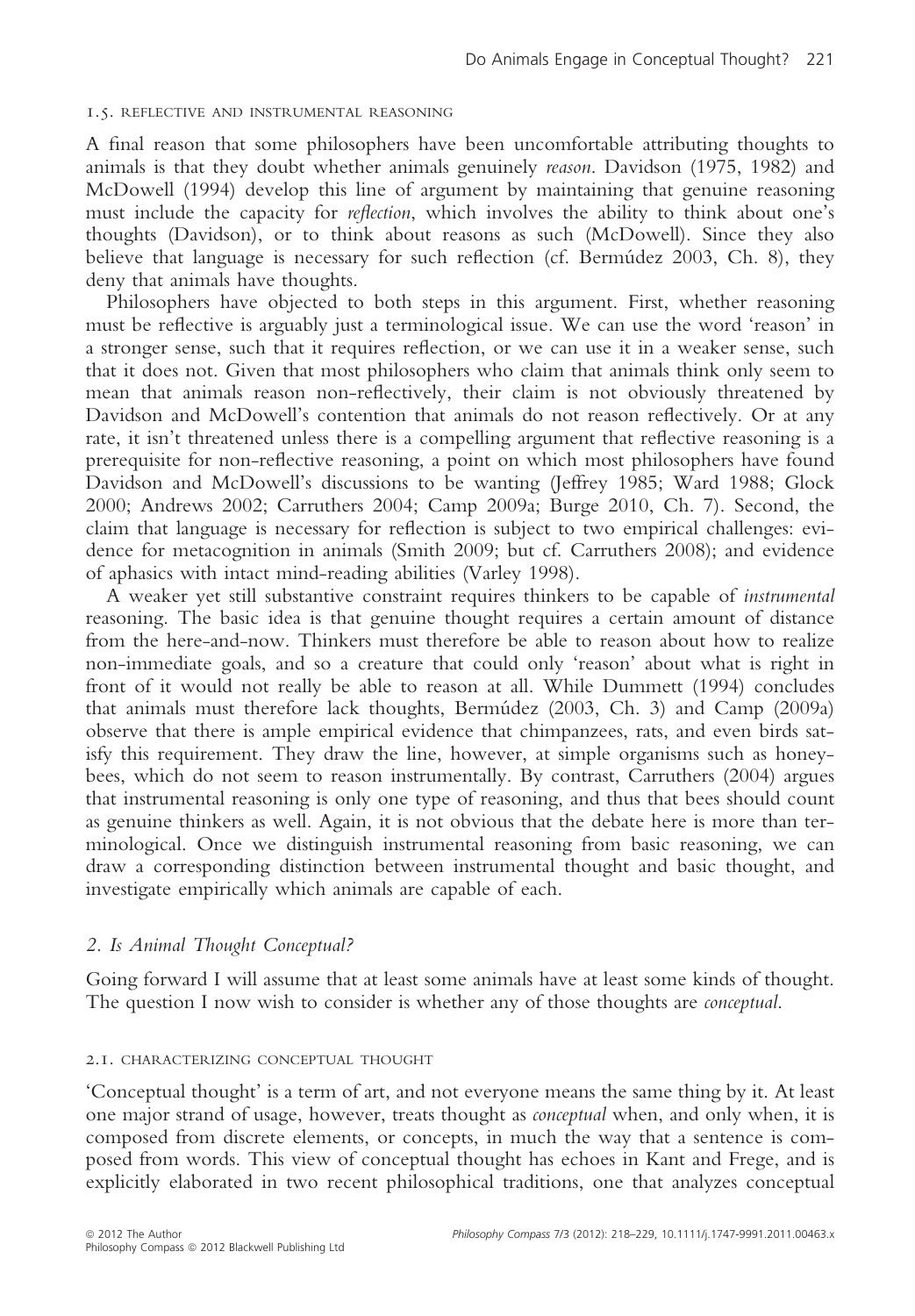### 1.5. REFLECTIVE AND INSTRUMENTAL REASONING

A final reason that some philosophers have been uncomfortable attributing thoughts to animals is that they doubt whether animals genuinely *reason*. Davidson (1975, 1982) and McDowell (1994) develop this line of argument by maintaining that genuine reasoning must include the capacity for *reflection*, which involves the ability to think about one's thoughts (Davidson), or to think about reasons as such (McDowell). Since they also believe that language is necessary for such reflection (cf. Bermúdez 2003, Ch. 8), they deny that animals have thoughts.

Philosophers have objected to both steps in this argument. First, whether reasoning must be reflective is arguably just a terminological issue. We can use the word 'reason' in a stronger sense, such that it requires reflection, or we can use it in a weaker sense, such that it does not. Given that most philosophers who claim that animals think only seem to mean that animals reason non-reflectively, their claim is not obviously threatened by Davidson and McDowell's contention that animals do not reason reflectively. Or at any rate, it isn't threatened unless there is a compelling argument that reflective reasoning is a prerequisite for non-reflective reasoning, a point on which most philosophers have found Davidson and McDowell's discussions to be wanting (Jeffrey 1985; Ward 1988; Glock 2000; Andrews 2002; Carruthers 2004; Camp 2009a; Burge 2010, Ch. 7). Second, the claim that language is necessary for reflection is subject to two empirical challenges: evidence for metacognition in animals (Smith 2009; but cf. Carruthers 2008); and evidence of aphasics with intact mind-reading abilities (Varley 1998).

A weaker yet still substantive constraint requires thinkers to be capable of *instrumental* reasoning. The basic idea is that genuine thought requires a certain amount of distance from the here-and-now. Thinkers must therefore be able to reason about how to realize non-immediate goals, and so a creature that could only 'reason' about what is right in front of it would not really be able to reason at all. While Dummett (1994) concludes that animals must therefore lack thoughts, Bermúdez (2003, Ch. 3) and Camp (2009a) observe that there is ample empirical evidence that chimpanzees, rats, and even birds satisfy this requirement. They draw the line, however, at simple organisms such as honeybees, which do not seem to reason instrumentally. By contrast, Carruthers (2004) argues that instrumental reasoning is only one type of reasoning, and thus that bees should count as genuine thinkers as well. Again, it is not obvious that the debate here is more than terminological. Once we distinguish instrumental reasoning from basic reasoning, we can draw a corresponding distinction between instrumental thought and basic thought, and investigate empirically which animals are capable of each.

## 2. Is Animal Thought Conceptual?

Going forward I will assume that at least some animals have at least some kinds of thought. The question I now wish to consider is whether any of those thoughts are *conceptual*.

### 2.1. CHARACTERIZING CONCEPTUAL THOUGHT

'Conceptual thought' is a term of art, and not everyone means the same thing by it. At least one major strand of usage, however, treats thought as *conceptual* when, and only when, it is composed from discrete elements, or concepts, in much the way that a sentence is composed from words. This view of conceptual thought has echoes in Kant and Frege, and is explicitly elaborated in two recent philosophical traditions, one that analyzes conceptual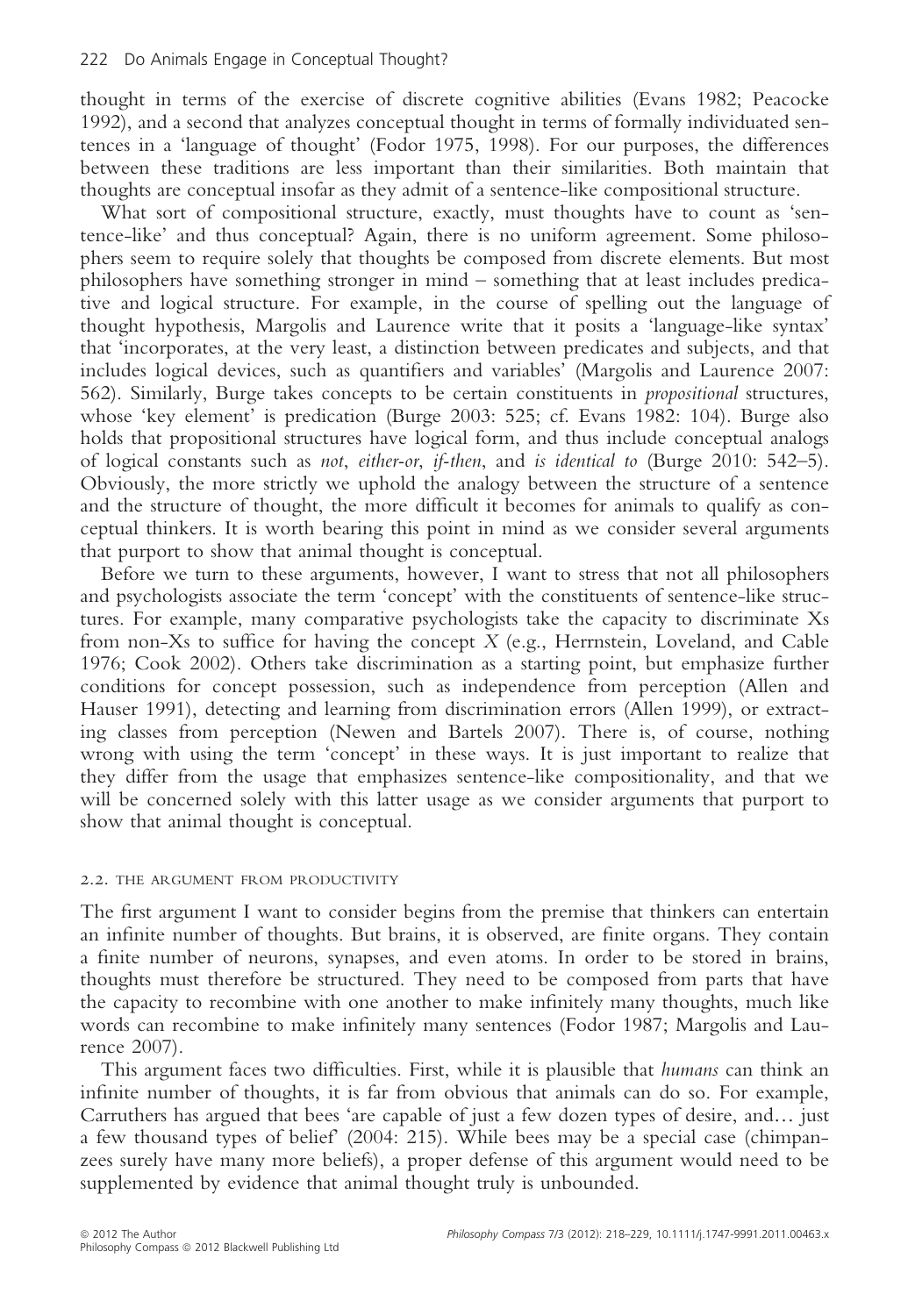thought in terms of the exercise of discrete cognitive abilities (Evans 1982; Peacocke 1992), and a second that analyzes conceptual thought in terms of formally individuated sentences in a 'language of thought' (Fodor 1975, 1998). For our purposes, the differences between these traditions are less important than their similarities. Both maintain that thoughts are conceptual insofar as they admit of a sentence-like compositional structure.

What sort of compositional structure, exactly, must thoughts have to count as 'sentence-like' and thus conceptual? Again, there is no uniform agreement. Some philosophers seem to require solely that thoughts be composed from discrete elements. But most philosophers have something stronger in mind – something that at least includes predicative and logical structure. For example, in the course of spelling out the language of thought hypothesis, Margolis and Laurence write that it posits a 'language-like syntax' that 'incorporates, at the very least, a distinction between predicates and subjects, and that includes logical devices, such as quantifiers and variables' (Margolis and Laurence 2007: 562). Similarly, Burge takes concepts to be certain constituents in *propositional* structures, whose 'key element' is predication (Burge 2003: 525; cf. Evans 1982: 104). Burge also holds that propositional structures have logical form, and thus include conceptual analogs of logical constants such as *not*, *either-or*, *if-then*, and *is identical to* (Burge 2010: 542–5). Obviously, the more strictly we uphold the analogy between the structure of a sentence and the structure of thought, the more difficult it becomes for animals to qualify as conceptual thinkers. It is worth bearing this point in mind as we consider several arguments that purport to show that animal thought is conceptual.

Before we turn to these arguments, however, I want to stress that not all philosophers and psychologists associate the term 'concept' with the constituents of sentence-like structures. For example, many comparative psychologists take the capacity to discriminate Xs from non-Xs to suffice for having the concept *X* (e.g., Herrnstein, Loveland, and Cable 1976; Cook 2002). Others take discrimination as a starting point, but emphasize further conditions for concept possession, such as independence from perception (Allen and Hauser 1991), detecting and learning from discrimination errors (Allen 1999), or extracting classes from perception (Newen and Bartels 2007). There is, of course, nothing wrong with using the term 'concept' in these ways. It is just important to realize that they differ from the usage that emphasizes sentence-like compositionality, and that we will be concerned solely with this latter usage as we consider arguments that purport to show that animal thought is conceptual.

### 2.2. The Argument from Productivity

The first argument I want to consider begins from the premise that thinkers can entertain an infinite number of thoughts. But brains, it is observed, are finite organs. They contain a finite number of neurons, synapses, and even atoms. In order to be stored in brains, thoughts must therefore be structured. They need to be composed from parts that have the capacity to recombine with one another to make infinitely many thoughts, much like words can recombine to make infinitely many sentences (Fodor 1987; Margolis and Laurence 2007).

This argument faces two difficulties. First, while it is plausible that *humans* can think an infinite number of thoughts, it is far from obvious that animals can do so. For example, Carruthers has argued that bees 'are capable of just a few dozen types of desire, and… just a few thousand types of belief' (2004: 215). While bees may be a special case (chimpanzees surely have many more beliefs), a proper defense of this argument would need to be supplemented by evidence that animal thought truly is unbounded.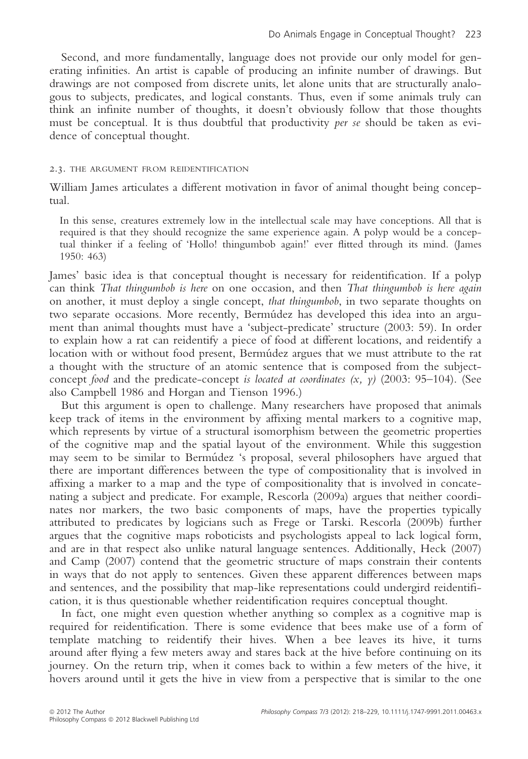Second, and more fundamentally, language does not provide our only model for generating infinities. An artist is capable of producing an infinite number of drawings. But drawings are not composed from discrete units, let alone units that are structurally analogous to subjects, predicates, and logical constants. Thus, even if some animals truly can think an infinite number of thoughts, it doesn't obviously follow that those thoughts must be conceptual. It is thus doubtful that productivity *per se* should be taken as evidence of conceptual thought.

### 2.3. THE ARGUMENT FROM REIDENTIFICATION

William James articulates a different motivation in favor of animal thought being conceptual.

> In this sense, creatures extremely low in the intellectual scale may have conceptions. All that is required is that they should recognize the same experience again. A polyp would be a conceptual thinker if a feeling of 'Hollo! thingumbob again!' ever flitted through its mind. (James 1950: 463)

James' basic idea is that conceptual thought is necessary for reidentification. If a polyp can think *That thingumbob is here* on one occasion, and then *That thingumbob is here again* on another, it must deploy a single concept, *that thingumbob*, in two separate thoughts on two separate occasions. More recently, Bermúdez has developed this idea into an argument than animal thoughts must have a 'subject-predicate' structure (2003: 59). In order to explain how a rat can reidentify a piece of food at different locations, and reidentify a location with or without food present, Bermúdez argues that we must attribute to the rat a thought with the structure of an atomic sentence that is composed from the subject-concept *food* and the predicate-concept *is located at coordinates (x, y)* (2003: 95–104). (See also Campbell 1986 and Horgan and Tienson 1996.)

But this argument is open to challenge. Many researchers have proposed that animals keep track of items in the environment by affixing mental markers to a cognitive map, which represents by virtue of a structural isomorphism between the geometric properties of the cognitive map and the spatial layout of the environment. While this suggestion may seem to be similar to Bermúdez 's proposal, several philosophers have argued that there are important differences between the type of compositionality that is involved in affixing a marker to a map and the type of compositionality that is involved in concatenating a subject and predicate. For example, Rescorla (2009a) argues that neither coordinates nor markers, the two basic components of maps, have the properties typically attributed to predicates by logicians such as Frege or Tarski. Rescorla (2009b) further argues that the cognitive maps roboticists and psychologists appeal to lack logical form, and are in that respect also unlike natural language sentences. Additionally, Heck (2007) and Camp (2007) contend that the geometric structure of maps constrain their contents in ways that do not apply to sentences. Given these apparent differences between maps and sentences, and the possibility that map-like representations could undergird reidentification, it is thus questionable whether reidentification requires conceptual thought.

In fact, one might even question whether anything so complex as a cognitive map is required for reidentification. There is some evidence that bees make use of a form of template matching to reidentify their hives. When a bee leaves its hive, it turns around after flying a few meters away and stares back at the hive before continuing on its journey. On the return trip, when it comes back to within a few meters of the hive, it hovers around until it gets the hive in view from a perspective that is similar to the one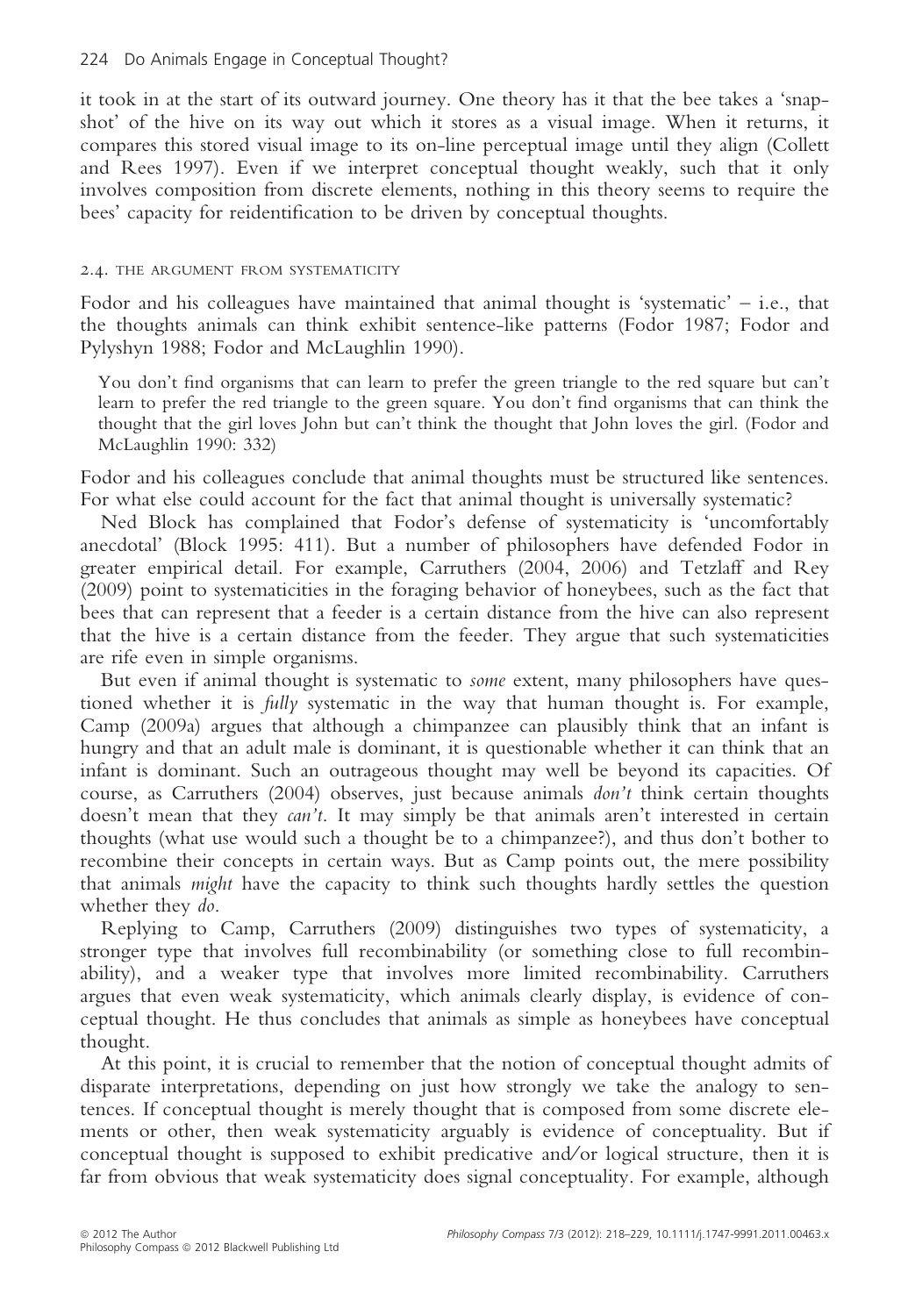it took in at the start of its outward journey. One theory has it that the bee takes a 'snapshot' of the hive on its way out which it stores as a visual image. When it returns, it compares this stored visual image to its on-line perceptual image until they align (Collett and Rees 1997). Even if we interpret conceptual thought weakly, such that it only involves composition from discrete elements, nothing in this theory seems to require the bees' capacity for reidentification to be driven by conceptual thoughts.

### 2.4. THE ARGUMENT FROM SYSTEMATICITY

Fodor and his colleagues have maintained that animal thought is 'systematic' – i.e., that the thoughts animals can think exhibit sentence-like patterns (Fodor 1987; Fodor and Pylyshyn 1988; Fodor and McLaughlin 1990).

> You don't find organisms that can learn to prefer the green triangle to the red square but can't learn to prefer the red triangle to the green square. You don't find organisms that can think the thought that the girl loves John but can't think the thought that John loves the girl. (Fodor and McLaughlin 1990: 332)

Fodor and his colleagues conclude that animal thoughts must be structured like sentences. For what else could account for the fact that animal thought is universally systematic?

Ned Block has complained that Fodor's defense of systematicity is 'uncomfortably anecdotal' (Block 1995: 411). But a number of philosophers have defended Fodor in greater empirical detail. For example, Carruthers (2004, 2006) and Tetzlaff and Rey (2009) point to systematicities in the foraging behavior of honeybees, such as the fact that bees that can represent that a feeder is a certain distance from the hive can also represent that the hive is a certain distance from the feeder. They argue that such systematicities are rife even in simple organisms.

But even if animal thought is systematic to *some* extent, many philosophers have questioned whether it is *fully* systematic in the way that human thought is. For example, Camp (2009a) argues that although a chimpanzee can plausibly think that an infant is hungry and that an adult male is dominant, it is questionable whether it can think that an infant is dominant. Such an outrageous thought may well be beyond its capacities. Of course, as Carruthers (2004) observes, just because animals *don't* think certain thoughts doesn't mean that they *can't*. It may simply be that animals aren't interested in certain thoughts (what use would such a thought be to a chimpanzee?), and thus don't bother to recombine their concepts in certain ways. But as Camp points out, the mere possibility that animals *might* have the capacity to think such thoughts hardly settles the question whether they *do*.

Replying to Camp, Carruthers (2009) distinguishes two types of systematicity, a stronger type that involves full recombinability (or something close to full recombinability), and a weaker type that involves more limited recombinability. Carruthers argues that even weak systematicity, which animals clearly display, is evidence of conceptual thought. He thus concludes that animals as simple as honeybees have conceptual thought.

At this point, it is crucial to remember that the notion of conceptual thought admits of disparate interpretations, depending on just how strongly we take the analogy to sentences. If conceptual thought is merely thought that is composed from some discrete elements or other, then weak systematicity arguably is evidence of conceptuality. But if conceptual thought is supposed to exhibit predicative and/or logical structure, then it is far from obvious that weak systematicity does signal conceptuality. For example, although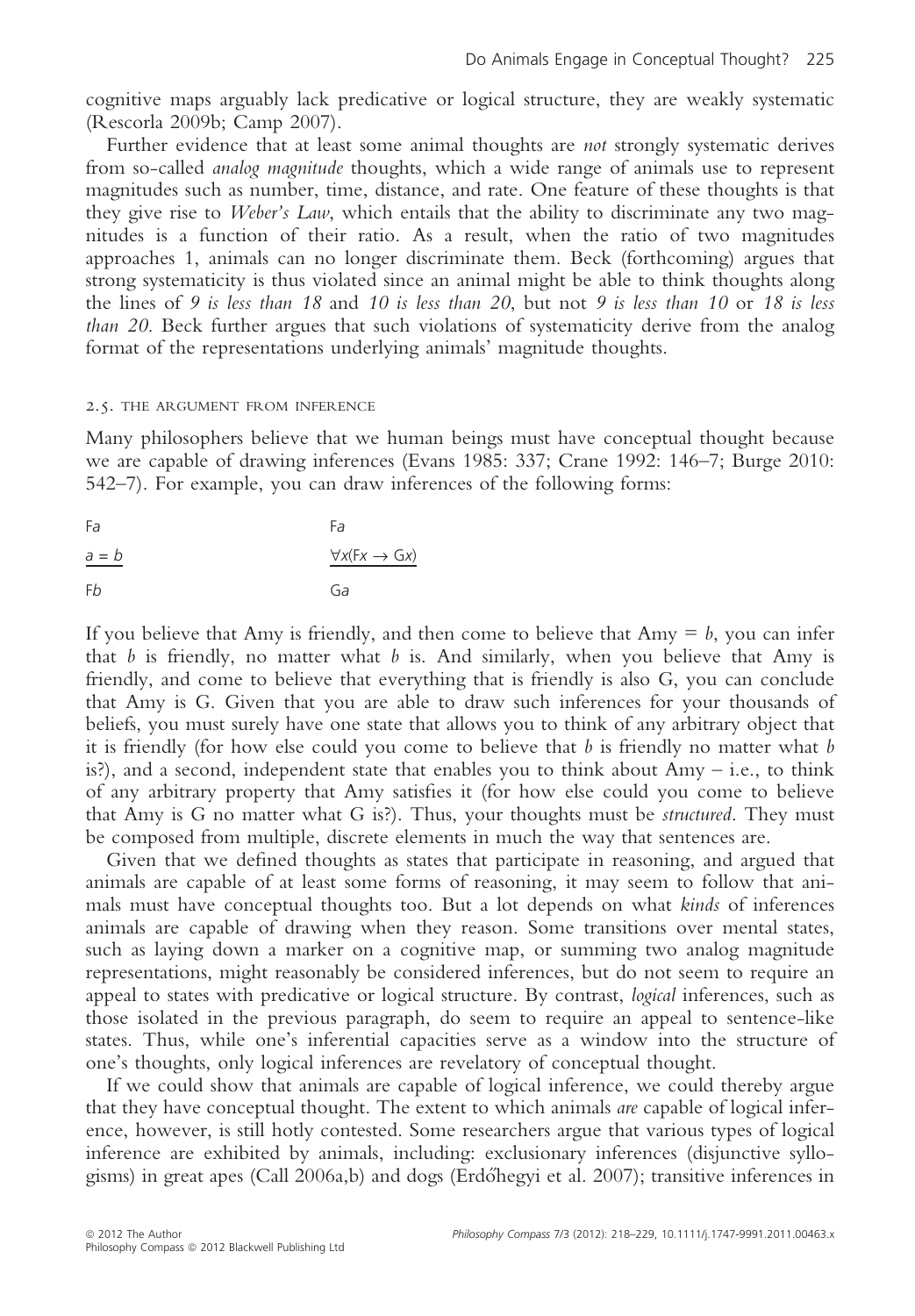cognitive maps arguably lack predicative or logical structure, they are weakly systematic (Rescorla 2009b; Camp 2007).

Further evidence that at least some animal thoughts are *not* strongly systematic derives from so-called *analog magnitude* thoughts, which a wide range of animals use to represent magnitudes such as number, time, distance, and rate. One feature of these thoughts is that they give rise to *Weber's Law*, which entails that the ability to discriminate any two magnitudes is a function of their ratio. As a result, when the ratio of two magnitudes approaches 1, animals can no longer discriminate them. Beck (forthcoming) argues that strong systematicity is thus violated since an animal might be able to think thoughts along the lines of *9 is less than 18* and *10 is less than 20*, but not *9 is less than 10* or *18 is less than 20*. Beck further argues that such violations of systematicity derive from the analog format of the representations underlying animals' magnitude thoughts.

### 2.5. The Argument From Inference

Many philosophers believe that we human beings must have conceptual thought because we are capable of drawing inferences (Evans 1985: 337; Crane 1992: 146–7; Burge 2010: 542–7). For example, you can draw inferences of the following forms:

$$\frac{\begin{array}{c} Fa \\ a = b \end{array}}{Fb} \qquad \frac{\begin{array}{c} Fa \\ \forall x(Fx \rightarrow Gx) \end{array}}{Ga}$$

If you believe that Amy is friendly, and then come to believe that Amy = *b*, you can infer that *b* is friendly, no matter what *b* is. And similarly, when you believe that Amy is friendly, and come to believe that everything that is friendly is also G, you can conclude that Amy is G. Given that you are able to draw such inferences for your thousands of beliefs, you must surely have one state that allows you to think of any arbitrary object that it is friendly (for how else could you come to believe that *b* is friendly no matter what *b* is?), and a second, independent state that enables you to think about Amy – i.e., to think of any arbitrary property that Amy satisfies it (for how else could you come to believe that Amy is G no matter what G is?). Thus, your thoughts must be *structured*. They must be composed from multiple, discrete elements in much the way that sentences are.

Given that we defined thoughts as states that participate in reasoning, and argued that animals are capable of at least some forms of reasoning, it may seem to follow that animals must have conceptual thoughts too. But a lot depends on what *kinds* of inferences animals are capable of drawing when they reason. Some transitions over mental states, such as laying down a marker on a cognitive map, or summing two analog magnitude representations, might reasonably be considered inferences, but do not seem to require an appeal to states with predicative or logical structure. By contrast, *logical* inferences, such as those isolated in the previous paragraph, do seem to require an appeal to sentence-like states. Thus, while one's inferential capacities serve as a window into the structure of one's thoughts, only logical inferences are revelatory of conceptual thought.

If we could show that animals are capable of logical inference, we could thereby argue that they have conceptual thought. The extent to which animals *are* capable of logical inference, however, is still hotly contested. Some researchers argue that various types of logical inference are exhibited by animals, including: exclusionary inferences (disjunctive syllogisms) in great apes (Call 2006a,b) and dogs (Erdőhegyi et al. 2007); transitive inferences in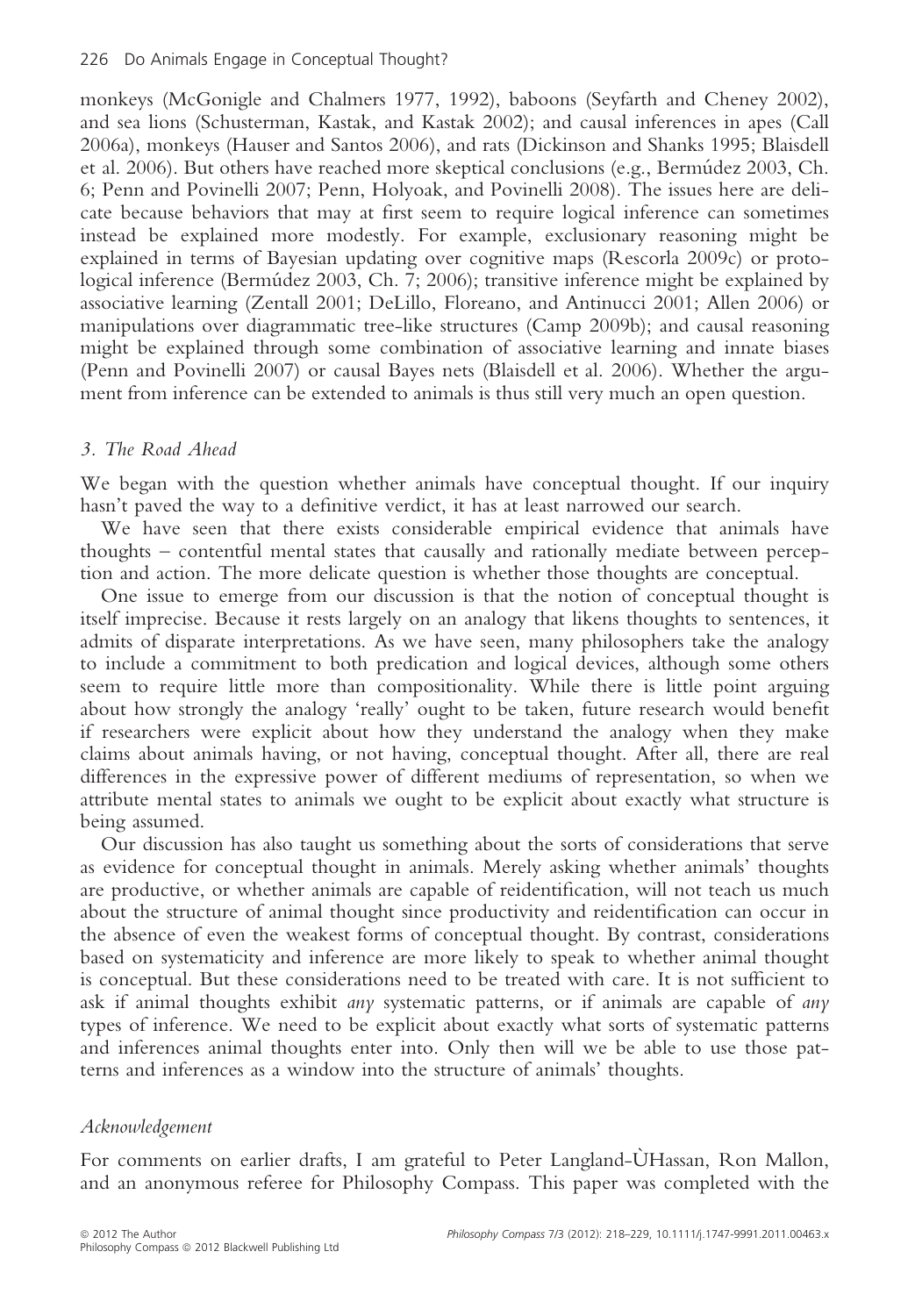monkeys (McGonigle and Chalmers 1977, 1992), baboons (Seyfarth and Cheney 2002), and sea lions (Schusterman, Kastak, and Kastak 2002); and causal inferences in apes (Call 2006a), monkeys (Hauser and Santos 2006), and rats (Dickinson and Shanks 1995; Blaisdell et al. 2006). But others have reached more skeptical conclusions (e.g., Bermúdez 2003, Ch. 6; Penn and Povinelli 2007; Penn, Holyoak, and Povinelli 2008). The issues here are delicate because behaviors that may at first seem to require logical inference can sometimes instead be explained more modestly. For example, exclusionary reasoning might be explained in terms of Bayesian updating over cognitive maps (Rescorla 2009c) or proto-logical inference (Bermúdez 2003, Ch. 7; 2006); transitive inference might be explained by associative learning (Zentall 2001; DeLillo, Floreano, and Antinucci 2001; Allen 2006) or manipulations over diagrammatic tree-like structures (Camp 2009b); and causal reasoning might be explained through some combination of associative learning and innate biases (Penn and Povinelli 2007) or causal Bayes nets (Blaisdell et al. 2006). Whether the argument from inference can be extended to animals is thus still very much an open question.

### *3. The Road Ahead*

We began with the question whether animals have conceptual thought. If our inquiry hasn't paved the way to a definitive verdict, it has at least narrowed our search.

We have seen that there exists considerable empirical evidence that animals have thoughts – contentful mental states that causally and rationally mediate between perception and action. The more delicate question is whether those thoughts are conceptual.

One issue to emerge from our discussion is that the notion of conceptual thought is itself imprecise. Because it rests largely on an analogy that likens thoughts to sentences, it admits of disparate interpretations. As we have seen, many philosophers take the analogy to include a commitment to both predication and logical devices, although some others seem to require little more than compositionality. While there is little point arguing about how strongly the analogy 'really' ought to be taken, future research would benefit if researchers were explicit about how they understand the analogy when they make claims about animals having, or not having, conceptual thought. After all, there are real differences in the expressive power of different mediums of representation, so when we attribute mental states to animals we ought to be explicit about exactly what structure is being assumed.

Our discussion has also taught us something about the sorts of considerations that serve as evidence for conceptual thought in animals. Merely asking whether animals' thoughts are productive, or whether animals are capable of reidentification, will not teach us much about the structure of animal thought since productivity and reidentification can occur in the absence of even the weakest forms of conceptual thought. By contrast, considerations based on systematicity and inference are more likely to speak to whether animal thought is conceptual. But these considerations need to be treated with care. It is not sufficient to ask if animal thoughts exhibit *any* systematic patterns, or if animals are capable of *any* types of inference. We need to be explicit about exactly what sorts of systematic patterns and inferences animal thoughts enter into. Only then will we be able to use those patterns and inferences as a window into the structure of animals' thoughts.

### *Acknowledgement*

For comments on earlier drafts, I am grateful to Peter Langland-ÙHassan, Ron Mallon, and an anonymous referee for Philosophy Compass. This paper was completed with the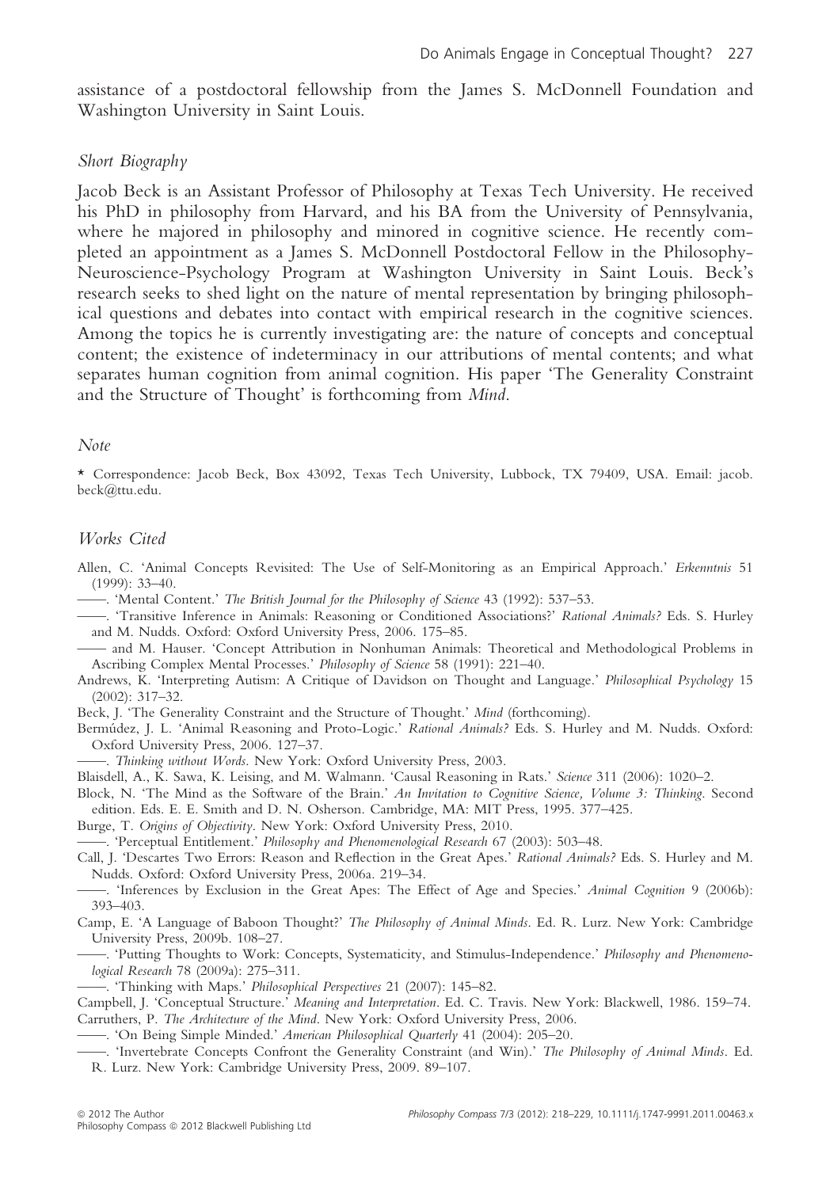assistance of a postdoctoral fellowship from the James S. McDonnell Foundation and Washington University in Saint Louis.

### *Short Biography*

Jacob Beck is an Assistant Professor of Philosophy at Texas Tech University. He received his PhD in philosophy from Harvard, and his BA from the University of Pennsylvania, where he majored in philosophy and minored in cognitive science. He recently completed an appointment as a James S. McDonnell Postdoctoral Fellow in the Philosophy-Neuroscience-Psychology Program at Washington University in Saint Louis. Beck's research seeks to shed light on the nature of mental representation by bringing philosophical questions and debates into contact with empirical research in the cognitive sciences. Among the topics he is currently investigating are: the nature of concepts and conceptual content; the existence of indeterminacy in our attributions of mental contents; and what separates human cognition from animal cognition. His paper 'The Generality Constraint and the Structure of Thought' is forthcoming from *Mind*.

### *Note*

* Correspondence: Jacob Beck, Box 43092, Texas Tech University, Lubbock, TX 79409, USA. Email: jacob.beck@ttu.edu.

### *Works Cited*

Allen, C. 'Animal Concepts Revisited: The Use of Self-Monitoring as an Empirical Approach.' *Erkenntnis* 51 (1999): 33–40.

——. 'Mental Content.' *The British Journal for the Philosophy of Science* 43 (1992): 537–53.

——. 'Transitive Inference in Animals: Reasoning or Conditioned Associations?' *Rational Animals?* Eds. S. Hurley and M. Nudds. Oxford: Oxford University Press, 2006. 175–85.

—— and M. Hauser. 'Concept Attribution in Nonhuman Animals: Theoretical and Methodological Problems in Ascribing Complex Mental Processes.' *Philosophy of Science* 58 (1991): 221–40.

Andrews, K. 'Interpreting Autism: A Critique of Davidson on Thought and Language.' *Philosophical Psychology* 15 (2002): 317–32.

Beck, J. 'The Generality Constraint and the Structure of Thought.' *Mind* (forthcoming).

Bermúdez, J. L. 'Animal Reasoning and Proto-Logic.' *Rational Animals?* Eds. S. Hurley and M. Nudds. Oxford: Oxford University Press, 2006. 127–37.

——. *Thinking without Words*. New York: Oxford University Press, 2003.

Blaisdell, A., K. Sawa, K. Leising, and M. Walmann. 'Causal Reasoning in Rats.' *Science* 311 (2006): 1020–2.

Block, N. 'The Mind as the Software of the Brain.' *An Invitation to Cognitive Science, Volume 3: Thinking*. Second edition. Eds. E. E. Smith and D. N. Osherson. Cambridge, MA: MIT Press, 1995. 377–425.

Burge, T. *Origins of Objectivity*. New York: Oxford University Press, 2010.

——. 'Perceptual Entitlement.' *Philosophy and Phenomenological Research* 67 (2003): 503–48.

Call, J. 'Descartes Two Errors: Reason and Reflection in the Great Apes.' *Rational Animals?* Eds. S. Hurley and M. Nudds. Oxford: Oxford University Press, 2006a. 219–34.

——. 'Inferences by Exclusion in the Great Apes: The Effect of Age and Species.' *Animal Cognition* 9 (2006b): 393–403.

Camp, E. 'A Language of Baboon Thought?' *The Philosophy of Animal Minds*. Ed. R. Lurz. New York: Cambridge University Press, 2009b. 108–27.

——. 'Putting Thoughts to Work: Concepts, Systematicity, and Stimulus-Independence.' *Philosophy and Phenomenological Research* 78 (2009a): 275–311.

——. 'Thinking with Maps.' *Philosophical Perspectives* 21 (2007): 145–82.

Campbell, J. 'Conceptual Structure.' *Meaning and Interpretation*. Ed. C. Travis. New York: Blackwell, 1986. 159–74.

Carruthers, P. *The Architecture of the Mind*. New York: Oxford University Press, 2006.

——. 'On Being Simple Minded.' *American Philosophical Quarterly* 41 (2004): 205–20.

——. 'Invertebrate Concepts Confront the Generality Constraint (and Win).' *The Philosophy of Animal Minds*. Ed. R. Lurz. New York: Cambridge University Press, 2009. 89–107.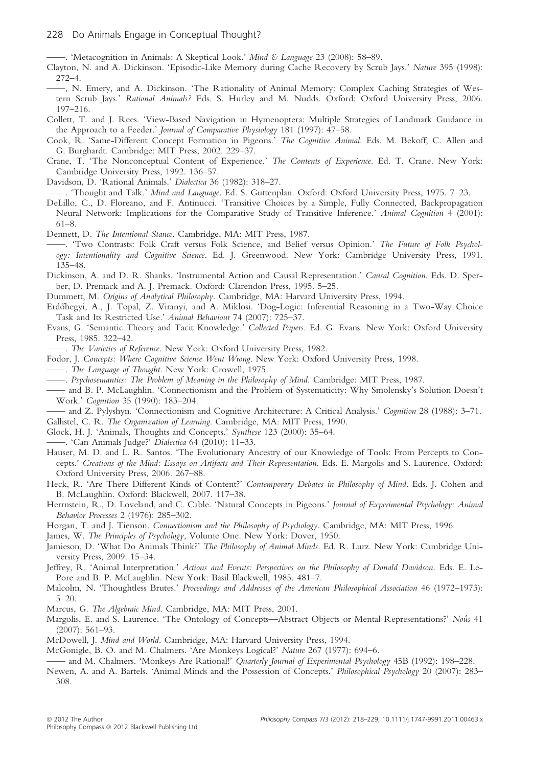——. 'Metacognition in Animals: A Skeptical Look.' *Mind & Language* 23 (2008): 58–89.

Clayton, N. and A. Dickinson. 'Episodic-Like Memory during Cache Recovery by Scrub Jays.' *Nature* 395 (1998): 272–4.

——, N. Emery, and A. Dickinson. 'The Rationality of Animal Memory: Complex Caching Strategies of Western Scrub Jays.' *Rational Animals?* Eds. S. Hurley and M. Nudds. Oxford: Oxford University Press, 2006. 197–216.

Collett, T. and J. Rees. 'View-Based Navigation in Hymenoptera: Multiple Strategies of Landmark Guidance in the Approach to a Feeder.' *Journal of Comparative Physiology* 181 (1997): 47–58.

Cook, R. 'Same-Different Concept Formation in Pigeons.' *The Cognitive Animal*. Eds. M. Bekoff, C. Allen and G. Burghardt. Cambridge: MIT Press, 2002. 229–37.

Crane, T. 'The Nonconceptual Content of Experience.' *The Contents of Experience*. Ed. T. Crane. New York: Cambridge University Press, 1992. 136–57.

Davidson, D. 'Rational Animals.' *Dialectica* 36 (1982): 318–27.

——. 'Thought and Talk.' *Mind and Language*. Ed. S. Guttenplan. Oxford: Oxford University Press, 1975. 7–23.

DeLillo, C., D. Floreano, and F. Antinucci. 'Transitive Choices by a Simple, Fully Connected, Backpropagation Neural Network: Implications for the Comparative Study of Transitive Inference.' *Animal Cognition* 4 (2001): 61–8.

Dennett, D. *The Intentional Stance*. Cambridge, MA: MIT Press, 1987.

——. 'Two Contrasts: Folk Craft versus Folk Science, and Belief versus Opinion.' *The Future of Folk Psychology: Intentionality and Cognitive Science*. Ed. J. Greenwood. New York: Cambridge University Press, 1991. 135–48.

Dickinson, A. and D. R. Shanks. 'Instrumental Action and Causal Representation.' *Causal Cognition*. Eds. D. Sperber, D. Premack and A. J. Premack. Oxford: Clarendon Press, 1995. 5–25.

Dummett, M. *Origins of Analytical Philosophy*. Cambridge, MA: Harvard University Press, 1994.

Erdőhegyi, A., J. Topal, Z. Viranyi, and A. Miklosi. 'Dog-Logic: Inferential Reasoning in a Two-Way Choice Task and Its Restricted Use.' *Animal Behaviour* 74 (2007): 725–37.

Evans, G. 'Semantic Theory and Tacit Knowledge.' *Collected Papers*. Ed. G. Evans. New York: Oxford University Press, 1985. 322–42.

——. *The Varieties of Reference*. New York: Oxford University Press, 1982.

Fodor, J. *Concepts: Where Cognitive Science Went Wrong*. New York: Oxford University Press, 1998.

——. *The Language of Thought*. New York: Crowell, 1975.

——. *Psychosemantics: The Problem of Meaning in the Philosophy of Mind*. Cambridge: MIT Press, 1987.

—— and B. P. McLaughlin. 'Connectionism and the Problem of Systematicity: Why Smolensky's Solution Doesn't Work.' *Cognition* 35 (1990): 183–204.

—— and Z. Pylyshyn. 'Connectionism and Cognitive Architecture: A Critical Analysis.' *Cognition* 28 (1988): 3–71.

Gallistel, C. R. *The Organization of Learning*. Cambridge, MA: MIT Press, 1990.

Glock, H. J. 'Animals, Thoughts and Concepts.' *Synthese* 123 (2000): 35–64.

——. 'Can Animals Judge?' *Dialectica* 64 (2010): 11–33.

Hauser, M. D. and L. R. Santos. 'The Evolutionary Ancestry of our Knowledge of Tools: From Percepts to Concepts.' *Creations of the Mind: Essays on Artifacts and Their Representation*. Eds. E. Margolis and S. Laurence. Oxford: Oxford University Press, 2006. 267–88.

Heck, R. 'Are There Different Kinds of Content?' *Contemporary Debates in Philosophy of Mind*. Eds. J. Cohen and B. McLaughlin. Oxford: Blackwell, 2007. 117–38.

Herrnstein, R., D. Loveland, and C. Cable. 'Natural Concepts in Pigeons.' *Journal of Experimental Psychology: Animal Behavior Processes* 2 (1976): 285–302.

Horgan, T. and J. Tienson. *Connectionism and the Philosophy of Psychology*. Cambridge, MA: MIT Press, 1996.

James, W. *The Principles of Psychology*, Volume One. New York: Dover, 1950.

Jamieson, D. 'What Do Animals Think?' *The Philosophy of Animal Minds*. Ed. R. Lurz. New York: Cambridge University Press, 2009. 15–34.

Jeffrey, R. 'Animal Interpretation.' *Actions and Events: Perspectives on the Philosophy of Donald Davidson*. Eds. E. LePore and B. P. McLaughlin. New York: Basil Blackwell, 1985. 481–7.

Malcolm, N. 'Thoughtless Brutes.' *Proceedings and Addresses of the American Philosophical Association* 46 (1972–1973): 5–20.

Marcus, G. *The Algebraic Mind*. Cambridge, MA: MIT Press, 2001.

Margolis, E. and S. Laurence. 'The Ontology of Concepts—Abstract Objects or Mental Representations?' *Noûs* 41 (2007): 561–93.

McDowell, J. *Mind and World*. Cambridge, MA: Harvard University Press, 1994.

McGonigle, B. O. and M. Chalmers. 'Are Monkeys Logical?' *Nature* 267 (1977): 694–6.

—— and M. Chalmers. 'Monkeys Are Rational!' *Quarterly Journal of Experimental Psychology* 45B (1992): 198–228.

Newen, A. and A. Bartels. 'Animal Minds and the Possession of Concepts.' *Philosophical Psychology* 20 (2007): 283–308.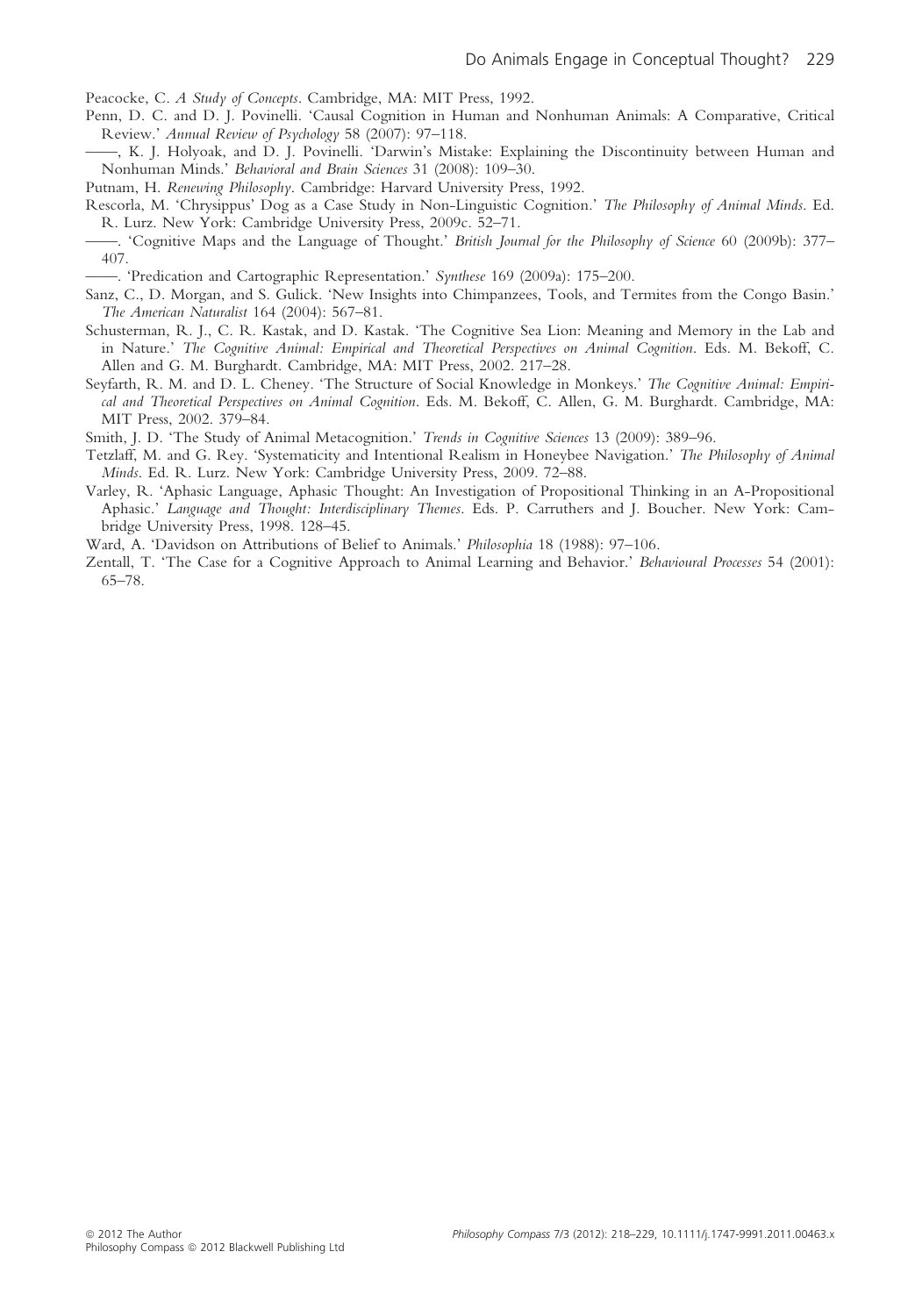Peacocke, C. *A Study of Concepts*. Cambridge, MA: MIT Press, 1992.

Penn, D. C. and D. J. Povinelli. 'Causal Cognition in Human and Nonhuman Animals: A Comparative, Critical Review.' *Annual Review of Psychology* 58 (2007): 97–118.

——, K. J. Holyoak, and D. J. Povinelli. 'Darwin's Mistake: Explaining the Discontinuity between Human and Nonhuman Minds.' *Behavioral and Brain Sciences* 31 (2008): 109–30.

Putnam, H. *Renewing Philosophy*. Cambridge: Harvard University Press, 1992.

Rescorla, M. 'Chrysippus' Dog as a Case Study in Non-Linguistic Cognition.' *The Philosophy of Animal Minds*. Ed. R. Lurz. New York: Cambridge University Press, 2009c. 52–71.

——. 'Cognitive Maps and the Language of Thought.' *British Journal for the Philosophy of Science* 60 (2009b): 377–407.

——. 'Predication and Cartographic Representation.' *Synthese* 169 (2009a): 175–200.

Sanz, C., D. Morgan, and S. Gulick. 'New Insights into Chimpanzees, Tools, and Termites from the Congo Basin.' *The American Naturalist* 164 (2004): 567–81.

Schusterman, R. J., C. R. Kastak, and D. Kastak. 'The Cognitive Sea Lion: Meaning and Memory in the Lab and in Nature.' *The Cognitive Animal: Empirical and Theoretical Perspectives on Animal Cognition*. Eds. M. Bekoff, C. Allen and G. M. Burghardt. Cambridge, MA: MIT Press, 2002. 217–28.

Seyfarth, R. M. and D. L. Cheney. 'The Structure of Social Knowledge in Monkeys.' *The Cognitive Animal: Empirical and Theoretical Perspectives on Animal Cognition*. Eds. M. Bekoff, C. Allen, G. M. Burghardt. Cambridge, MA: MIT Press, 2002. 379–84.

Smith, J. D. 'The Study of Animal Metacognition.' *Trends in Cognitive Sciences* 13 (2009): 389–96.

Tetzlaff, M. and G. Rey. 'Systematicity and Intentional Realism in Honeybee Navigation.' *The Philosophy of Animal Minds*. Ed. R. Lurz. New York: Cambridge University Press, 2009. 72–88.

Varley, R. 'Aphasic Language, Aphasic Thought: An Investigation of Propositional Thinking in an A-Propositional Aphasic.' *Language and Thought: Interdisciplinary Themes*. Eds. P. Carruthers and J. Boucher. New York: Cambridge University Press, 1998. 128–45.

Ward, A. 'Davidson on Attributions of Belief to Animals.' *Philosophia* 18 (1988): 97–106.

Zentall, T. 'The Case for a Cognitive Approach to Animal Learning and Behavior.' *Behavioural Processes* 54 (2001): 65–78.